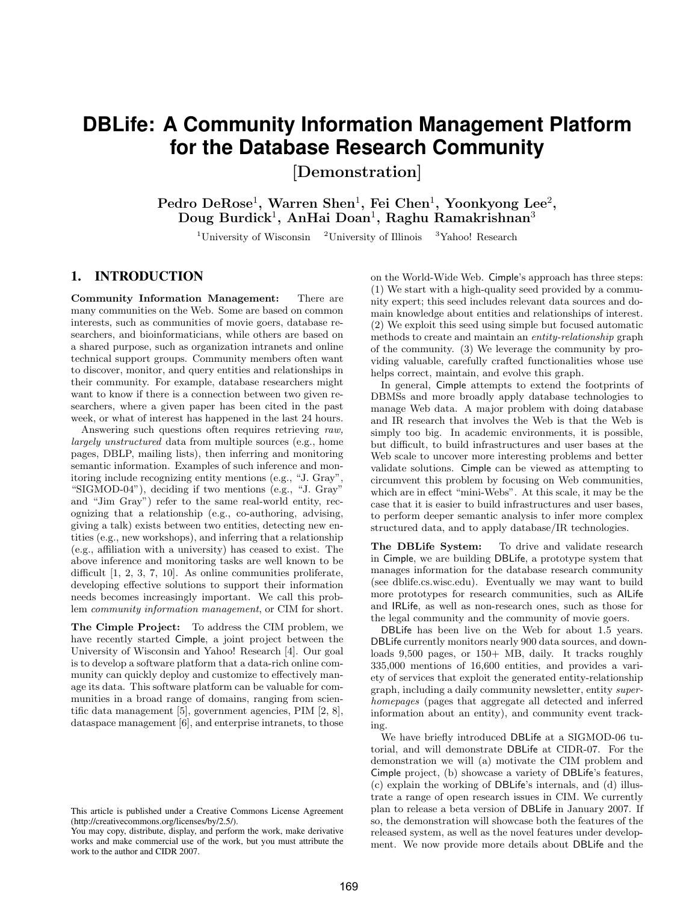# DBLife: A Community Information Management Platform for the Database Research Community

[Demonstration]

**Pedro DeRose[1], Warren Shen[1], Fei Chen[1], Yoonkyong Lee[2], Doug Burdick[1], AnHai Doan[1], Raghu Ramakrishnan[3]**

[1]University of Wisconsin [2]University of Illinois [3]Yahoo! Research

## 1. INTRODUCTION

**Community Information Management:** There are many communities on the Web. Some are based on common interests, such as communities of movie goers, database researchers, and bioinformaticians, while others are based on a shared purpose, such as organization intranets and online technical support groups. Community members often want to discover, monitor, and query entities and relationships in their community. For example, database researchers might want to know if there is a connection between two given researchers, where a given paper has been cited in the past week, or what of interest has happened in the last 24 hours.

Answering such questions often requires retrieving *raw, largely unstructured* data from multiple sources (e.g., home pages, DBLP, mailing lists), then inferring and monitoring semantic information. Examples of such inference and monitoring include recognizing entity mentions (e.g., "J. Gray", "SIGMOD-04"), deciding if two mentions (e.g., "J. Gray" and "Jim Gray") refer to the same real-world entity, recognizing that a relationship (e.g., co-authoring, advising, giving a talk) exists between two entities, detecting new entities (e.g., new workshops), and inferring that a relationship (e.g., affiliation with a university) has ceased to exist. The above inference and monitoring tasks are well known to be difficult [1, 2, 3, 7, 10]. As online communities proliferate, developing effective solutions to support their information needs becomes increasingly important. We call this problem *community information management*, or CIM for short.

**The Cimple Project:** To address the CIM problem, we have recently started Cimple, a joint project between the University of Wisconsin and Yahoo! Research [4]. Our goal is to develop a software platform that a data-rich online community can quickly deploy and customize to effectively manage its data. This software platform can be valuable for communities in a broad range of domains, ranging from scientific data management [5], government agencies, PIM [2, 8], dataspace management [6], and enterprise intranets, to those on the World-Wide Web. Cimple's approach has three steps: (1) We start with a high-quality seed provided by a community expert; this seed includes relevant data sources and domain knowledge about entities and relationships of interest. (2) We exploit this seed using simple but focused automatic methods to create and maintain an *entity-relationship* graph of the community. (3) We leverage the community by providing valuable, carefully crafted functionalities whose use helps correct, maintain, and evolve this graph.

In general, Cimple attempts to extend the footprints of DBMSs and more broadly apply database technologies to manage Web data. A major problem with doing database and IR research that involves the Web is that the Web is simply too big. In academic environments, it is possible, but difficult, to build infrastructures and user bases at the Web scale to uncover more interesting problems and better validate solutions. Cimple can be viewed as attempting to circumvent this problem by focusing on Web communities, which are in effect "mini-Webs". At this scale, it may be the case that it is easier to build infrastructures and user bases, to perform deeper semantic analysis to infer more complex structured data, and to apply database/IR technologies.

**The DBLife System:** To drive and validate research in Cimple, we are building DBLife, a prototype system that manages information for the database research community (see dblife.cs.wisc.edu). Eventually we may want to build more prototypes for research communities, such as AILife and IRLife, as well as non-research ones, such as those for the legal community and the community of movie goers.

DBLife has been live on the Web for about 1.5 years. DBLife currently monitors nearly 900 data sources, and downloads 9,500 pages, or 150+ MB, daily. It tracks roughly 335,000 mentions of 16,600 entities, and provides a variety of services that exploit the generated entity-relationship graph, including a daily community newsletter, entity *superhomepages* (pages that aggregate all detected and inferred information about an entity), and community event tracking.

We have briefly introduced DBLife at a SIGMOD-06 tutorial, and will demonstrate DBLife at CIDR-07. For the demonstration we will (a) motivate the CIM problem and Cimple project, (b) showcase a variety of DBLife's features, (c) explain the working of DBLife's internals, and (d) illustrate a range of open research issues in CIM. We currently plan to release a beta version of DBLife in January 2007. If so, the demonstration will showcase both the features of the released system, as well as the novel features under development. We now provide more details about DBLife and the

This article is published under a Creative Commons License Agreement (http://creativecommons.org/licenses/by/2.5/).
You may copy, distribute, display, and perform the work, make derivative works and make commercial use of the work, but you must attribute the work to the author and CIDR 2007.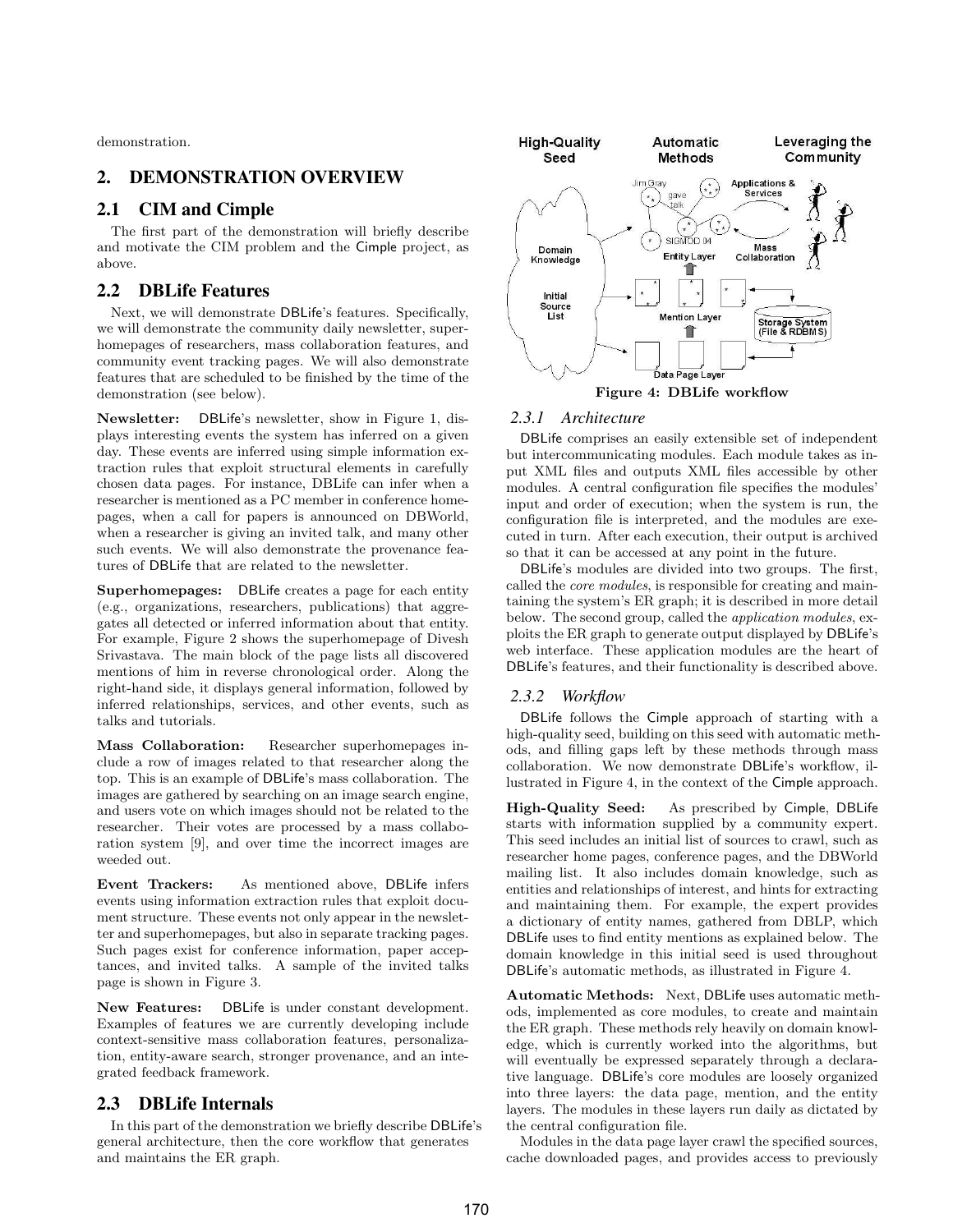demonstration.

## 2. DEMONSTRATION OVERVIEW

### 2.1 CIM and Cimple

The first part of the demonstration will briefly describe and motivate the CIM problem and the Cimple project, as above.

### 2.2 DBLife Features

Next, we will demonstrate DBLife's features. Specifically, we will demonstrate the community daily newsletter, superhomepages of researchers, mass collaboration features, and community event tracking pages. We will also demonstrate features that are scheduled to be finished by the time of the demonstration (see below).

**Newsletter:** DBLife's newsletter, show in Figure 1, displays interesting events the system has inferred on a given day. These events are inferred using simple information extraction rules that exploit structural elements in carefully chosen data pages. For instance, DBLife can infer when a researcher is mentioned as a PC member in conference homepages, when a call for papers is announced on DBWorld, when a researcher is giving an invited talk, and many other such events. We will also demonstrate the provenance features of DBLife that are related to the newsletter.

**Superhomepages:** DBLife creates a page for each entity (e.g., organizations, researchers, publications) that aggregates all detected or inferred information about that entity. For example, Figure 2 shows the superhomepage of Divesh Srivastava. The main block of the page lists all discovered mentions of him in reverse chronological order. Along the right-hand side, it displays general information, followed by inferred relationships, services, and other events, such as talks and tutorials.

**Mass Collaboration:** Researcher superhomepages include a row of images related to that researcher along the top. This is an example of DBLife's mass collaboration. The images are gathered by searching on an image search engine, and users vote on which images should not be related to the researcher. Their votes are processed by a mass collaboration system [9], and over time the incorrect images are weeded out.

**Event Trackers:** As mentioned above, DBLife infers events using information extraction rules that exploit document structure. These events not only appear in the newsletter and superhomepages, but also in separate tracking pages. Such pages exist for conference information, paper acceptances, and invited talks. A sample of the invited talks page is shown in Figure 3.

**New Features:** DBLife is under constant development. Examples of features we are currently developing include context-sensitive mass collaboration features, personalization, entity-aware search, stronger provenance, and an integrated feedback framework.

### 2.3 DBLife Internals

In this part of the demonstration we briefly describe DBLife's general architecture, then the core workflow that generates and maintains the ER graph.

Figure 4: DBLife workflow

#### 2.3.1 Architecture

DBLife comprises an easily extensible set of independent but intercommunicating modules. Each module takes as input XML files and outputs XML files accessible by other modules. A central configuration file specifies the modules' input and order of execution; when the system is run, the configuration file is interpreted, and the modules are executed in turn. After each execution, their output is archived so that it can be accessed at any point in the future.

DBLife's modules are divided into two groups. The first, called the *core modules*, is responsible for creating and maintaining the system's ER graph; it is described in more detail below. The second group, called the *application modules*, exploits the ER graph to generate output displayed by DBLife's web interface. These application modules are the heart of DBLife's features, and their functionality is described above.

#### 2.3.2 Workflow

DBLife follows the Cimple approach of starting with a high-quality seed, building on this seed with automatic methods, and filling gaps left by these methods through mass collaboration. We now demonstrate DBLife's workflow, illustrated in Figure 4, in the context of the Cimple approach.

**High-Quality Seed:** As prescribed by Cimple, DBLife starts with information supplied by a community expert. This seed includes an initial list of sources to crawl, such as researcher home pages, conference pages, and the DBWorld mailing list. It also includes domain knowledge, such as entities and relationships of interest, and hints for extracting and maintaining them. For example, the expert provides a dictionary of entity names, gathered from DBLP, which DBLife uses to find entity mentions as explained below. The domain knowledge in this initial seed is used throughout DBLife's automatic methods, as illustrated in Figure 4.

**Automatic Methods:** Next, DBLife uses automatic methods, implemented as core modules, to create and maintain the ER graph. These methods rely heavily on domain knowledge, which is currently worked into the algorithms, but will eventually be expressed separately through a declarative language. DBLife's core modules are loosely organized into three layers: the data page, mention, and the entity layers. The modules in these layers run daily as dictated by the central configuration file.

Modules in the data page layer crawl the specified sources, cache downloaded pages, and provides access to previously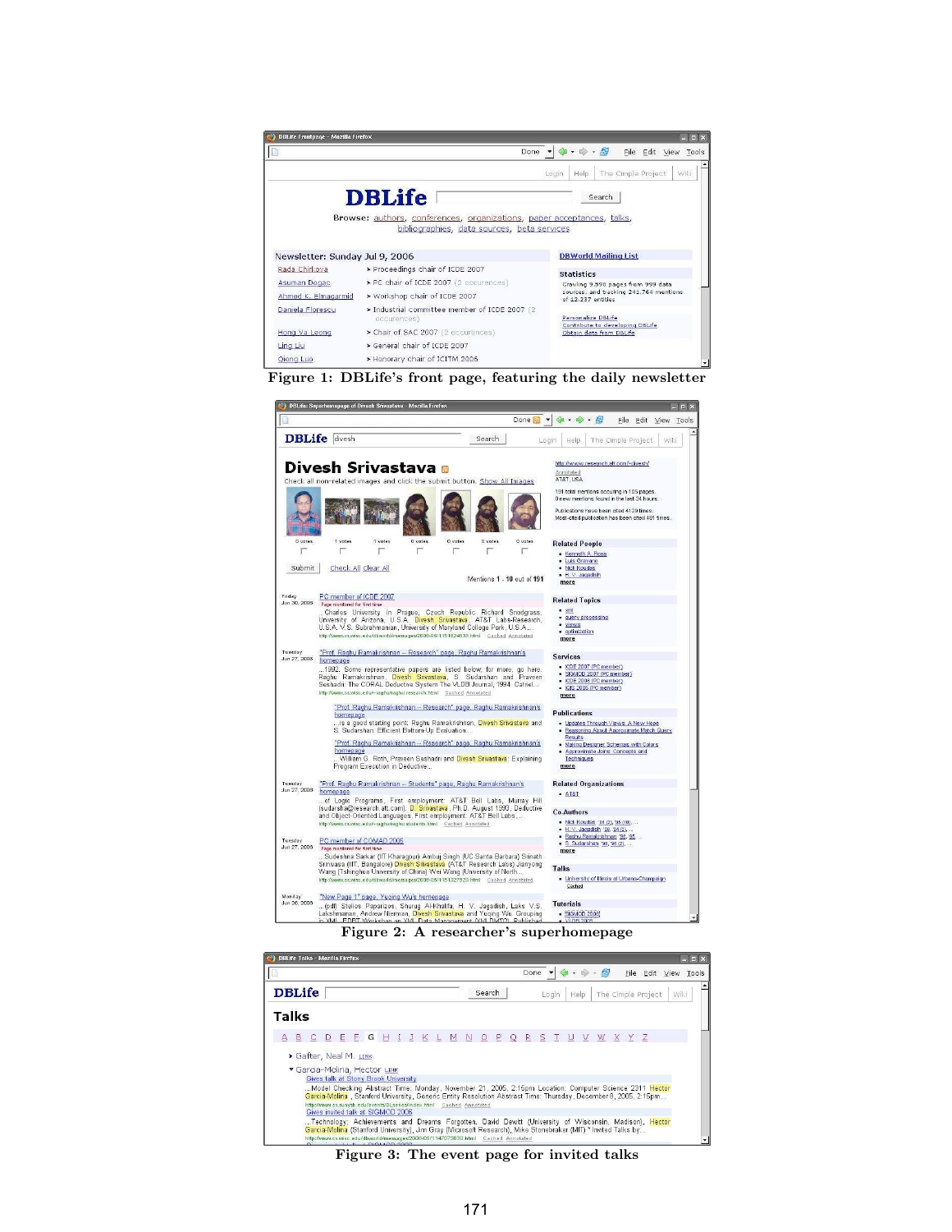Figure 1: DBLife's front page, featuring the daily newsletter

Figure 2: A researcher's superhomepage

Figure 3: The event page for invited talks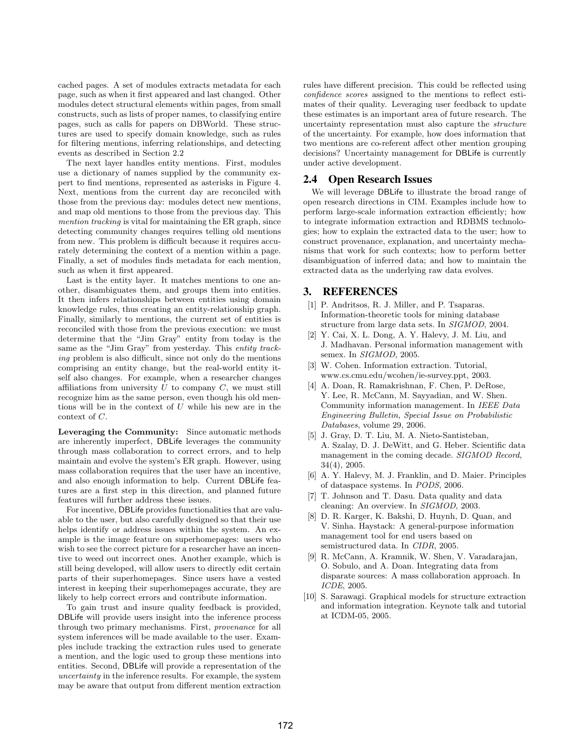cached pages. A set of modules extracts metadata for each page, such as when it first appeared and last changed. Other modules detect structural elements within pages, from small constructs, such as lists of proper names, to classifying entire pages, such as calls for papers on DBWorld. These structures are used to specify domain knowledge, such as rules for filtering mentions, inferring relationships, and detecting events as described in Section 2.2

The next layer handles entity mentions. First, modules use a dictionary of names supplied by the community expert to find mentions, represented as asterisks in Figure 4. Next, mentions from the current day are reconciled with those from the previous day: modules detect new mentions, and map old mentions to those from the previous day. This *mention tracking* is vital for maintaining the ER graph, since detecting community changes requires telling old mentions from new. This problem is difficult because it requires accurately determining the context of a mention within a page. Finally, a set of modules finds metadata for each mention, such as when it first appeared.

Last is the entity layer. It matches mentions to one another, disambiguates them, and groups them into entities. It then infers relationships between entities using domain knowledge rules, thus creating an entity-relationship graph. Finally, similarly to mentions, the current set of entities is reconciled with those from the previous execution: we must determine that the "Jim Gray" entity from today is the same as the "Jim Gray" from yesterday. This *entity tracking* problem is also difficult, since not only do the mentions comprising an entity change, but the real-world entity itself also changes. For example, when a researcher changes affiliations from university $U$ to company $C$, we must still recognize him as the same person, even though his old mentions will be in the context of $U$ while his new are in the context of $C$.

**Leveraging the Community:** Since automatic methods are inherently imperfect, DBLife leverages the community through mass collaboration to correct errors, and to help maintain and evolve the system's ER graph. However, using mass collaboration requires that the user have an incentive, and also enough information to help. Current DBLife features are a first step in this direction, and planned future features will further address these issues.

For incentive, DBLife provides functionalities that are valuable to the user, but also carefully designed so that their use helps identify or address issues within the system. An example is the image feature on superhomepages: users who wish to see the correct picture for a researcher have an incentive to weed out incorrect ones. Another example, which is still being developed, will allow users to directly edit certain parts of their superhomepages. Since users have a vested interest in keeping their superhomepages accurate, they are likely to help correct errors and contribute information.

To gain trust and insure quality feedback is provided, DBLife will provide users insight into the inference process through two primary mechanisms. First, *provenance* for all system inferences will be made available to the user. Examples include tracking the extraction rules used to generate a mention, and the logic used to group these mentions into entities. Second, DBLife will provide a representation of the *uncertainty* in the inference results. For example, the system may be aware that output from different mention extraction rules have different precision. This could be reflected using *confidence scores* assigned to the mentions to reflect estimates of their quality. Leveraging user feedback to update these estimates is an important area of future research. The uncertainty representation must also capture the *structure* of the uncertainty. For example, how does information that two mentions are co-referent affect other mention grouping decisions? Uncertainty management for DBLife is currently under active development.

## 2.4 Open Research Issues

We will leverage DBLife to illustrate the broad range of open research directions in CIM. Examples include how to perform large-scale information extraction efficiently; how to integrate information extraction and RDBMS technologies; how to explain the extracted data to the user; how to construct provenance, explanation, and uncertainty mechanisms that work for such contexts; how to perform better disambiguation of inferred data; and how to maintain the extracted data as the underlying raw data evolves.

# 3. REFERENCES

[1] P. Andritsos, R. J. Miller, and P. Tsaparas. Information-theoretic tools for mining database structure from large data sets. In *SIGMOD*, 2004.

[2] Y. Cai, X. L. Dong, A. Y. Halevy, J. M. Liu, and J. Madhavan. Personal information management with semex. In *SIGMOD*, 2005.

[3] W. Cohen. Information extraction. Tutorial, www.cs.cmu.edu/wcohen/ie-survey.ppt, 2003.

[4] A. Doan, R. Ramakrishnan, F. Chen, P. DeRose, Y. Lee, R. McCann, M. Sayyadian, and W. Shen. Community information management. In *IEEE Data Engineering Bulletin, Special Issue on Probabilistic Databases*, volume 29, 2006.

[5] J. Gray, D. T. Liu, M. A. Nieto-Santisteban, A. Szalay, D. J. DeWitt, and G. Heber. Scientific data management in the coming decade. *SIGMOD Record*, 34(4), 2005.

[6] A. Y. Halevy, M. J. Franklin, and D. Maier. Principles of dataspace systems. In *PODS*, 2006.

[7] T. Johnson and T. Dasu. Data quality and data cleaning: An overview. In *SIGMOD*, 2003.

[8] D. R. Karger, K. Bakshi, D. Huynh, D. Quan, and V. Sinha. Haystack: A general-purpose information management tool for end users based on semistructured data. In *CIDR*, 2005.

[9] R. McCann, A. Kramnik, W. Shen, V. Varadarajan, O. Sobulo, and A. Doan. Integrating data from disparate sources: A mass collaboration approach. In *ICDE*, 2005.

[10] S. Sarawagi. Graphical models for structure extraction and information integration. Keynote talk and tutorial at ICDM-05, 2005.